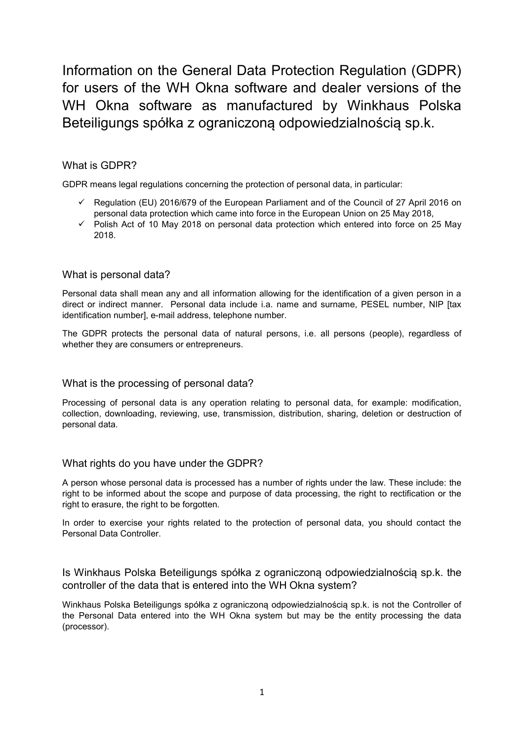# Information on the General Data Protection Regulation (GDPR) for users of the WH Okna software and dealer versions of the WH Okna software as manufactured by Winkhaus Polska Beteiligungs spółka z ograniczoną odpowiedzialnością sp.k.

## What is GDPR?

GDPR means legal regulations concerning the protection of personal data, in particular:

- ✓ Regulation (EU) 2016/679 of the European Parliament and of the Council of 27 April 2016 on personal data protection which came into force in the European Union on 25 May 2018,
- ✓ Polish Act of 10 May 2018 on personal data protection which entered into force on 25 May 2018.

## What is personal data?

Personal data shall mean any and all information allowing for the identification of a given person in a direct or indirect manner. Personal data include i.a. name and surname, PESEL number, NIP [tax identification number], e-mail address, telephone number.

The GDPR protects the personal data of natural persons, i.e. all persons (people), regardless of whether they are consumers or entrepreneurs.

## What is the processing of personal data?

Processing of personal data is any operation relating to personal data, for example: modification, collection, downloading, reviewing, use, transmission, distribution, sharing, deletion or destruction of personal data.

## What rights do you have under the GDPR?

A person whose personal data is processed has a number of rights under the law. These include: the right to be informed about the scope and purpose of data processing, the right to rectification or the right to erasure, the right to be forgotten.

In order to exercise your rights related to the protection of personal data, you should contact the Personal Data Controller.

## Is Winkhaus Polska Beteiligungs spółka z ograniczoną odpowiedzialnością sp.k. the controller of the data that is entered into the WH Okna system?

Winkhaus Polska Beteiligungs spółka z ograniczoną odpowiedzialnością sp.k. is not the Controller of the Personal Data entered into the WH Okna system but may be the entity processing the data (processor).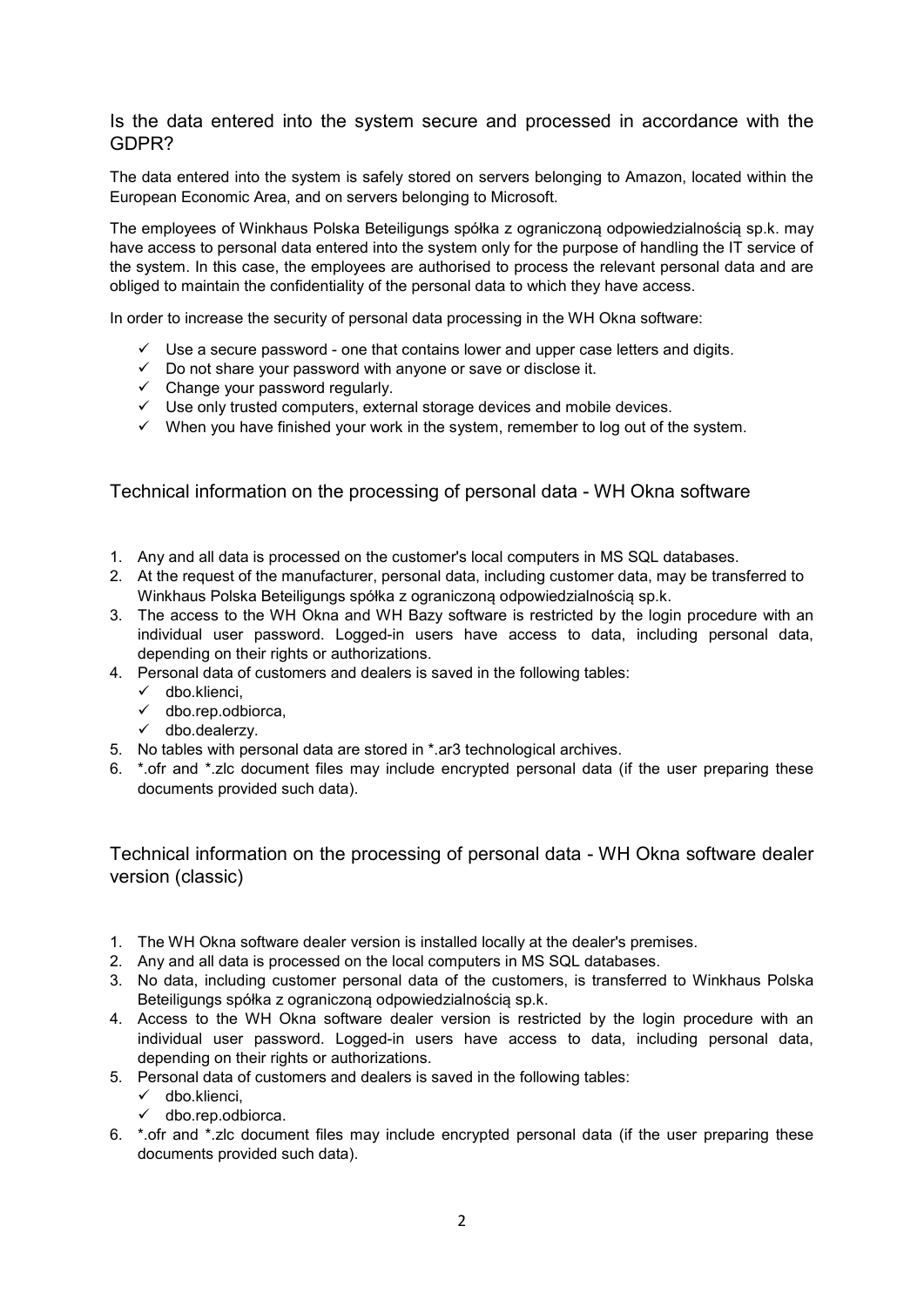## Is the data entered into the system secure and processed in accordance with the GDPR?

The data entered into the system is safely stored on servers belonging to Amazon, located within the European Economic Area, and on servers belonging to Microsoft.

The employees of Winkhaus Polska Beteiligungs spółka z ograniczoną odpowiedzialnością sp.k. may have access to personal data entered into the system only for the purpose of handling the IT service of the system. In this case, the employees are authorised to process the relevant personal data and are obliged to maintain the confidentiality of the personal data to which they have access.

In order to increase the security of personal data processing in the WH Okna software:

- ✓ Use a secure password - one that contains lower and upper case letters and digits.
- ✓ Do not share your password with anyone or save or disclose it.
- ✓ Change your password regularly.
- ✓ Use only trusted computers, external storage devices and mobile devices.
- ✓ When you have finished your work in the system, remember to log out of the system.

## Technical information on the processing of personal data - WH Okna software

1. Any and all data is processed on the customer's local computers in MS SQL databases.
2. At the request of the manufacturer, personal data, including customer data, may be transferred to Winkhaus Polska Beteiligungs spółka z ograniczoną odpowiedzialnością sp.k.
3. The access to the WH Okna and WH Bazy software is restricted by the login procedure with an individual user password. Logged-in users have access to data, including personal data, depending on their rights or authorizations.
4. Personal data of customers and dealers is saved in the following tables:
   - ✓ dbo.klienci,
   - ✓ dbo.rep.odbiorca,
   - ✓ dbo.dealerzy.
5. No tables with personal data are stored in *.ar3 technological archives.
6. *.ofr and *.zlc document files may include encrypted personal data (if the user preparing these documents provided such data).

## Technical information on the processing of personal data - WH Okna software dealer version (classic)

1. The WH Okna software dealer version is installed locally at the dealer's premises.
2. Any and all data is processed on the local computers in MS SQL databases.
3. No data, including customer personal data of the customers, is transferred to Winkhaus Polska Beteiligungs spółka z ograniczoną odpowiedzialnością sp.k.
4. Access to the WH Okna software dealer version is restricted by the login procedure with an individual user password. Logged-in users have access to data, including personal data, depending on their rights or authorizations.
5. Personal data of customers and dealers is saved in the following tables:
   - ✓ dbo.klienci,
   - ✓ dbo.rep.odbiorca.
6. *.ofr and *.zlc document files may include encrypted personal data (if the user preparing these documents provided such data).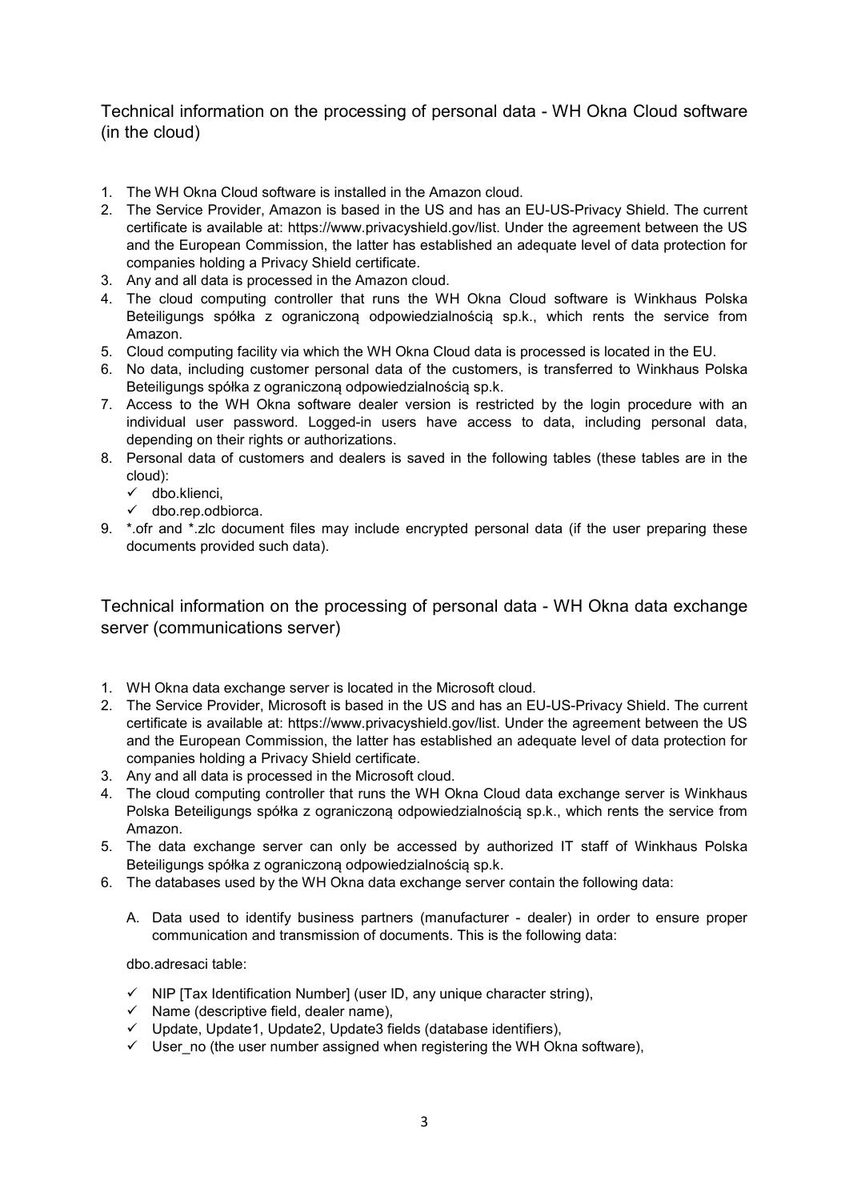## Technical information on the processing of personal data - WH Okna Cloud software (in the cloud)

1. The WH Okna Cloud software is installed in the Amazon cloud.
2. The Service Provider, Amazon is based in the US and has an EU-US-Privacy Shield. The current certificate is available at: https://www.privacyshield.gov/list. Under the agreement between the US and the European Commission, the latter has established an adequate level of data protection for companies holding a Privacy Shield certificate.
3. Any and all data is processed in the Amazon cloud.
4. The cloud computing controller that runs the WH Okna Cloud software is Winkhaus Polska Beteiligungs spółka z ograniczoną odpowiedzialnością sp.k., which rents the service from Amazon.
5. Cloud computing facility via which the WH Okna Cloud data is processed is located in the EU.
6. No data, including customer personal data of the customers, is transferred to Winkhaus Polska Beteiligungs spółka z ograniczoną odpowiedzialnością sp.k.
7. Access to the WH Okna software dealer version is restricted by the login procedure with an individual user password. Logged-in users have access to data, including personal data, depending on their rights or authorizations.
8. Personal data of customers and dealers is saved in the following tables (these tables are in the cloud):
   - ✓ dbo.klienci,
   - ✓ dbo.rep.odbiorca.
9. *.ofr and *.zlc document files may include encrypted personal data (if the user preparing these documents provided such data).

## Technical information on the processing of personal data - WH Okna data exchange server (communications server)

1. WH Okna data exchange server is located in the Microsoft cloud.
2. The Service Provider, Microsoft is based in the US and has an EU-US-Privacy Shield. The current certificate is available at: https://www.privacyshield.gov/list. Under the agreement between the US and the European Commission, the latter has established an adequate level of data protection for companies holding a Privacy Shield certificate.
3. Any and all data is processed in the Microsoft cloud.
4. The cloud computing controller that runs the WH Okna Cloud data exchange server is Winkhaus Polska Beteiligungs spółka z ograniczoną odpowiedzialnością sp.k., which rents the service from Amazon.
5. The data exchange server can only be accessed by authorized IT staff of Winkhaus Polska Beteiligungs spółka z ograniczoną odpowiedzialnością sp.k.
6. The databases used by the WH Okna data exchange server contain the following data:

   A. Data used to identify business partners (manufacturer - dealer) in order to ensure proper communication and transmission of documents. This is the following data:

   dbo.adresaci table:

   - ✓ NIP [Tax Identification Number] (user ID, any unique character string),
   - ✓ Name (descriptive field, dealer name),
   - ✓ Update, Update1, Update2, Update3 fields (database identifiers),
   - ✓ User_no (the user number assigned when registering the WH Okna software),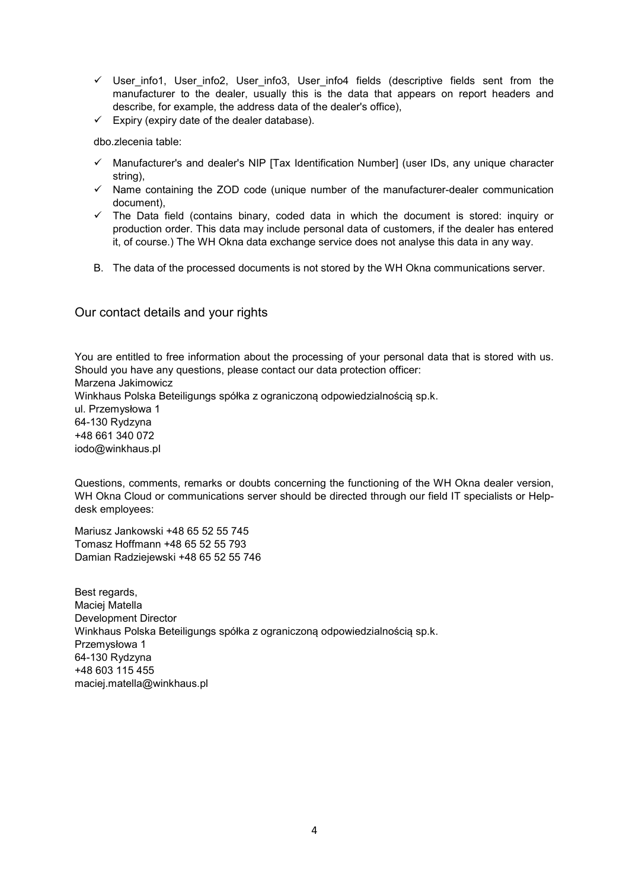- ✓ User_info1, User_info2, User_info3, User_info4 fields (descriptive fields sent from the manufacturer to the dealer, usually this is the data that appears on report headers and describe, for example, the address data of the dealer's office),
- ✓ Expiry (expiry date of the dealer database).

dbo.zlecenia table:

- ✓ Manufacturer's and dealer's NIP [Tax Identification Number] (user IDs, any unique character string),
- ✓ Name containing the ZOD code (unique number of the manufacturer-dealer communication document),
- ✓ The Data field (contains binary, coded data in which the document is stored: inquiry or production order. This data may include personal data of customers, if the dealer has entered it, of course.) The WH Okna data exchange service does not analyse this data in any way.

B. The data of the processed documents is not stored by the WH Okna communications server.

## Our contact details and your rights

You are entitled to free information about the processing of your personal data that is stored with us. Should you have any questions, please contact our data protection officer:
Marzena Jakimowicz
Winkhaus Polska Beteiligungs spółka z ograniczoną odpowiedzialnością sp.k.
ul. Przemysłowa 1
64-130 Rydzyna
+48 661 340 072
iodo@winkhaus.pl

Questions, comments, remarks or doubts concerning the functioning of the WH Okna dealer version, WH Okna Cloud or communications server should be directed through our field IT specialists or Help-desk employees:

Mariusz Jankowski +48 65 52 55 745
Tomasz Hoffmann +48 65 52 55 793
Damian Radziejewski +48 65 52 55 746

Best regards,
Maciej Matella
Development Director
Winkhaus Polska Beteiligungs spółka z ograniczoną odpowiedzialnością sp.k.
Przemysłowa 1
64-130 Rydzyna
+48 603 115 455
maciej.matella@winkhaus.pl